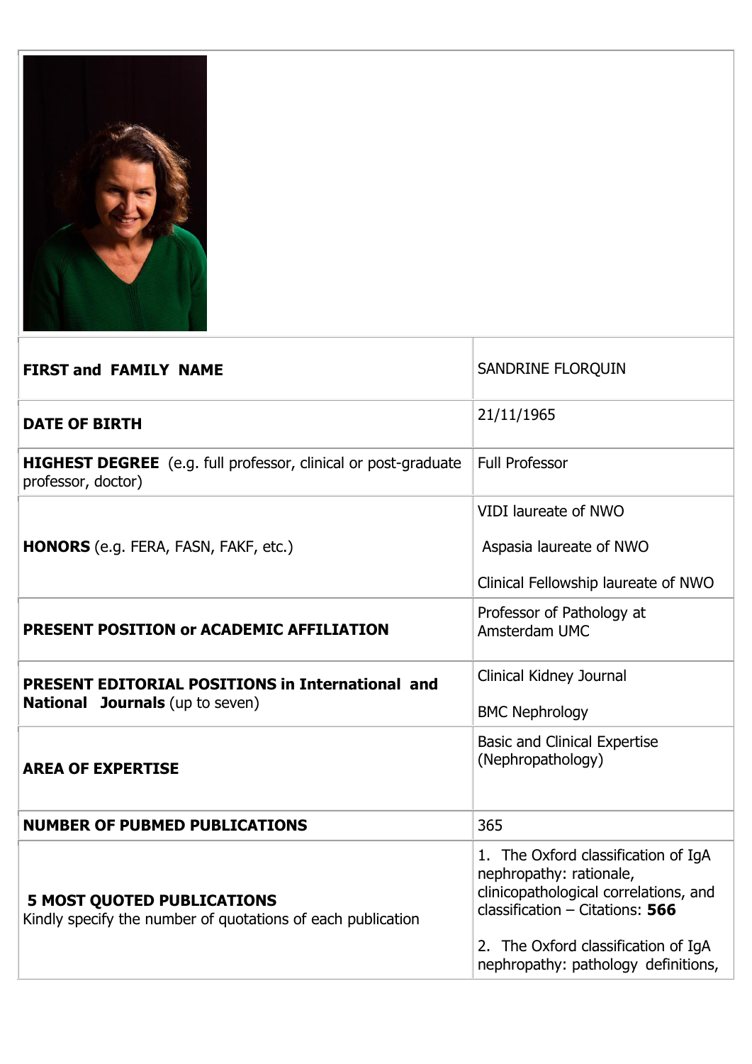| | |
|---|---|
| **FIRST and FAMILY NAME** | SANDRINE FLORQUIN |
| **DATE OF BIRTH** | 21/11/1965 |
| **HIGHEST DEGREE** (e.g. full professor, clinical or post-graduate professor, doctor) | Full Professor |
| **HONORS** (e.g. FERA, FASN, FAKF, etc.) | VIDI laureate of NWO<br><br>Aspasia laureate of NWO<br><br>Clinical Fellowship laureate of NWO |
| **PRESENT POSITION or ACADEMIC AFFILIATION** | Professor of Pathology at Amsterdam UMC |
| **PRESENT EDITORIAL POSITIONS in International and National Journals** (up to seven) | Clinical Kidney Journal<br><br>BMC Nephrology |
| **AREA OF EXPERTISE** | Basic and Clinical Expertise (Nephropathology) |
| **NUMBER OF PUBMED PUBLICATIONS** | 365 |
| **5 MOST QUOTED PUBLICATIONS**<br>Kindly specify the number of quotations of each publication | 1. The Oxford classification of IgA nephropathy: rationale, clinicopathological correlations, and classification – Citations: **566**<br><br>2. The Oxford classification of IgA nephropathy: pathology definitions, |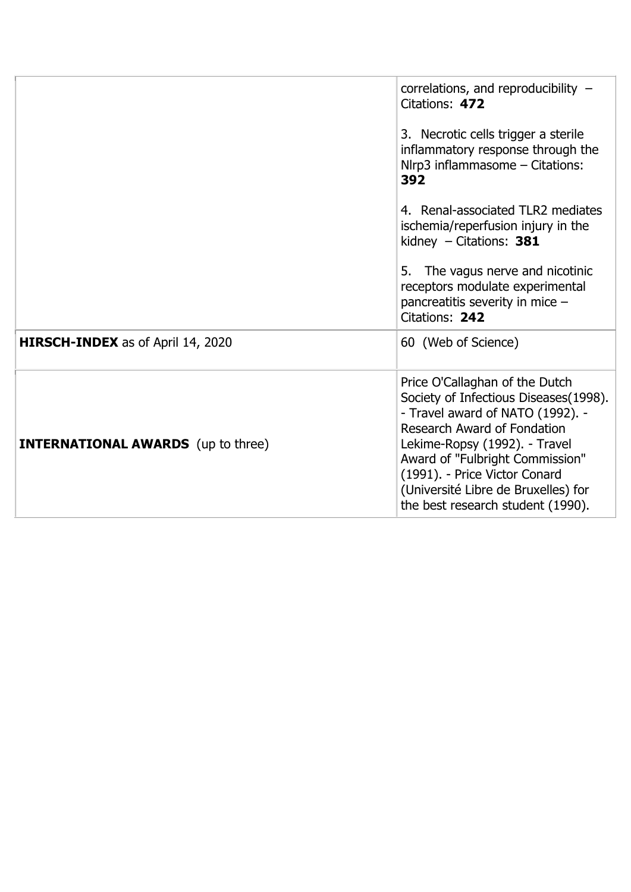| | |
|---|---|
| | correlations, and reproducibility – Citations: **472**<br><br>3. Necrotic cells trigger a sterile inflammatory response through the Nlrp3 inflammasome – Citations: **392**<br><br>4. Renal-associated TLR2 mediates ischemia/reperfusion injury in the kidney – Citations: **381**<br><br>5. The vagus nerve and nicotinic receptors modulate experimental pancreatitis severity in mice – Citations: **242** |
| **HIRSCH-INDEX** as of April 14, 2020 | 60 (Web of Science) |
| **INTERNATIONAL AWARDS** (up to three) | Price O'Callaghan of the Dutch Society of Infectious Diseases(1998). - Travel award of NATO (1992). - Research Award of Fondation Lekime-Ropsy (1992). - Travel Award of "Fulbright Commission" (1991). - Price Victor Conard (Université Libre de Bruxelles) for the best research student (1990). |